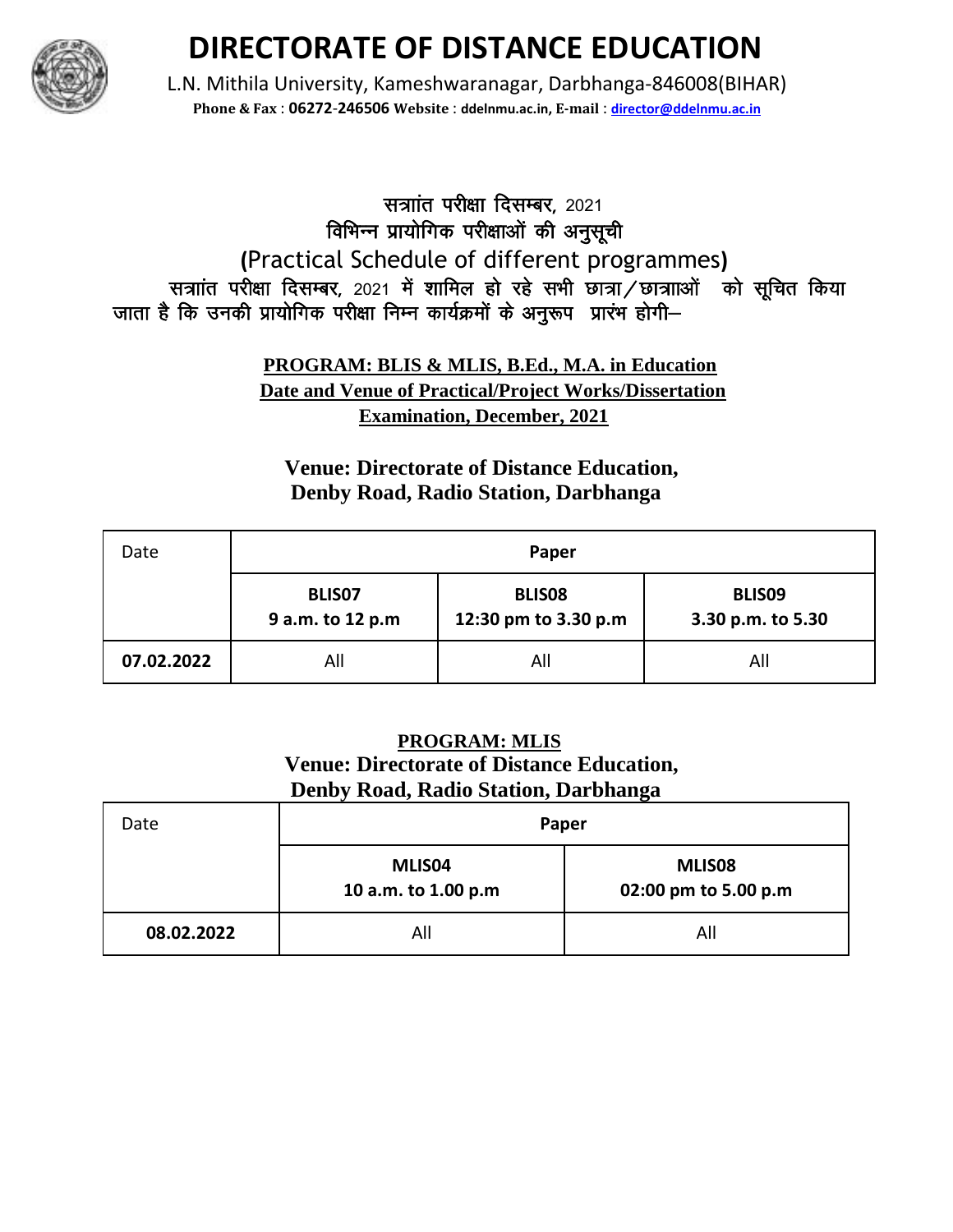# DIRECTORATE OF DISTANCE EDUCATION

L.N. Mithila University, Kameshwaranagar, Darbhanga-846008(BIHAR)

**Phone & Fax** : **06272-246506** **Website** : **ddelnmu.ac.in, E-mail** : **director@ddelnmu.ac.in**

सत्रांत परीक्षा दिसम्बर, 2021

विभिन्न प्रायोगिक परीक्षाओं की अनुसूची

**(**Practical Schedule of different programmes**)**

सत्रांत परीक्षा दिसम्बर, 2021 में शामिल हो रहे सभी छात्रा/छात्राओं को सूचित किया जाता है कि उनकी प्रायोगिक परीक्षा निम्न कार्यक्रमों के अनुरूप प्रारंभ होगी–

**PROGRAM: BLIS & MLIS, B.Ed., M.A. in Education**
**Date and Venue of Practical/Project Works/Dissertation Examination, December, 2021**

**Venue: Directorate of Distance Education, Denby Road, Radio Station, Darbhanga**

| Date | Paper | | |
|---|---|---|---|
| | **BLIS07** 9 a.m. to 12 p.m | **BLIS08** 12:30 pm to 3.30 p.m | **BLIS09** 3.30 p.m. to 5.30 |
| **07.02.2022** | All | All | All |

**PROGRAM: MLIS**

**Venue: Directorate of Distance Education, Denby Road, Radio Station, Darbhanga**

| Date | Paper | |
|---|---|---|
| | **MLIS04** 10 a.m. to 1.00 p.m | **MLIS08** 02:00 pm to 5.00 p.m |
| **08.02.2022** | All | All |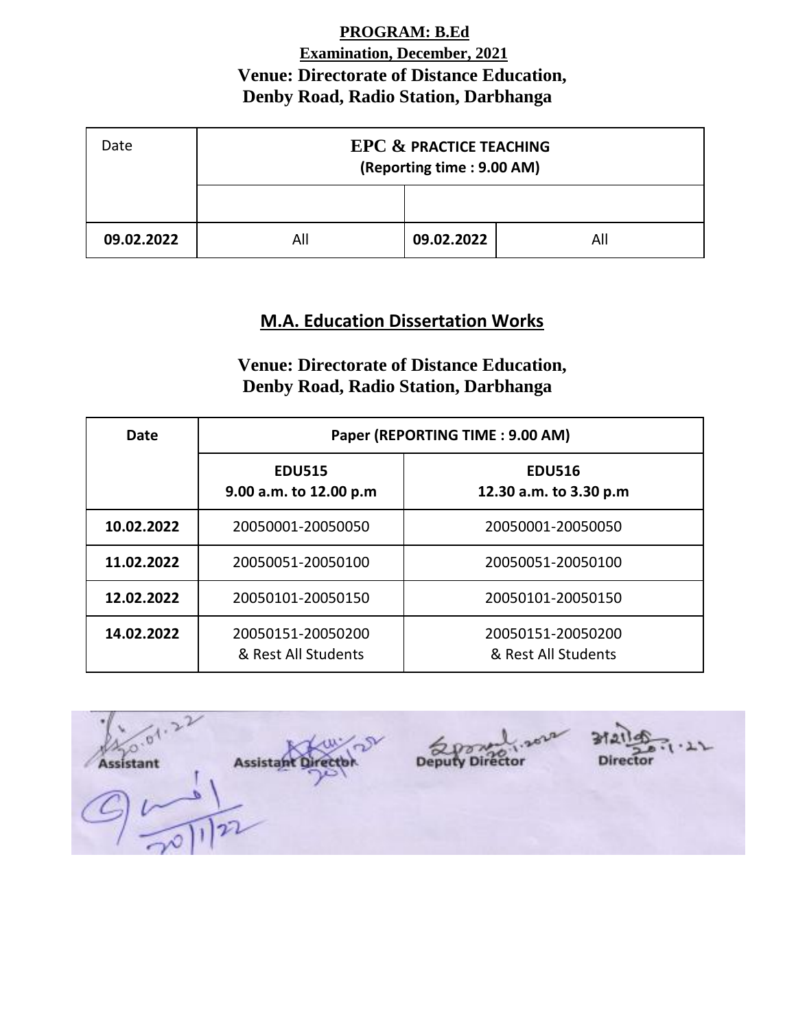**PROGRAM: B.Ed**

**Examination, December, 2021**

**Venue: Directorate of Distance Education, Denby Road, Radio Station, Darbhanga**

| Date | EPC & PRACTICE TEACHING (Reporting time : 9.00 AM) | | |
|---|---|---|---|
| | | | |
| **09.02.2022** | All | **09.02.2022** | All |

## M.A. Education Dissertation Works

**Venue: Directorate of Distance Education, Denby Road, Radio Station, Darbhanga**

| Date | Paper (REPORTING TIME : 9.00 AM) | |
|---|---|---|
| | **EDU515** 9.00 a.m. to 12.00 p.m | **EDU516** 12.30 a.m. to 3.30 p.m |
| **10.02.2022** | 20050001-20050050 | 20050001-20050050 |
| **11.02.2022** | 20050051-20050100 | 20050051-20050100 |
| **12.02.2022** | 20050101-20050150 | 20050101-20050150 |
| **14.02.2022** | 20050151-20050200 & Rest All Students | 20050151-20050200 & Rest All Students |

Assistant    Assistant Director    Deputy Director    Director